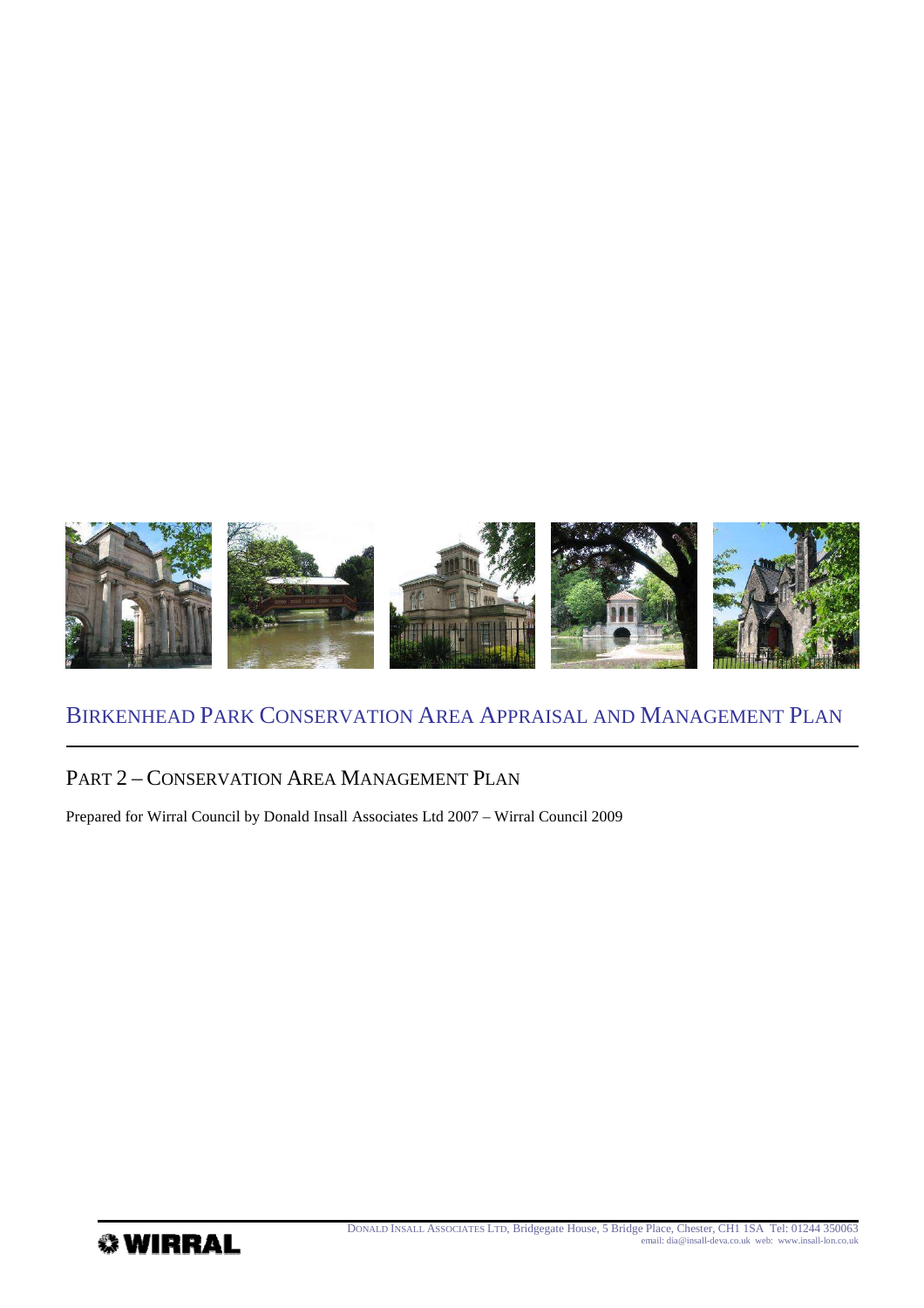# Birkenhead Park Conservation Area Appraisal and Management Plan

## Part 2 – Conservation Area Management Plan

Prepared for Wirral Council by Donald Insall Associates Ltd 2007 – Wirral Council 2009

WIRRAL

Donald Insall Associates Ltd, Bridgegate House, 5 Bridge Place, Chester, CH1 1SA Tel: 01244 350063
email: dia@insall-deva.co.uk web: www.insall-lon.co.uk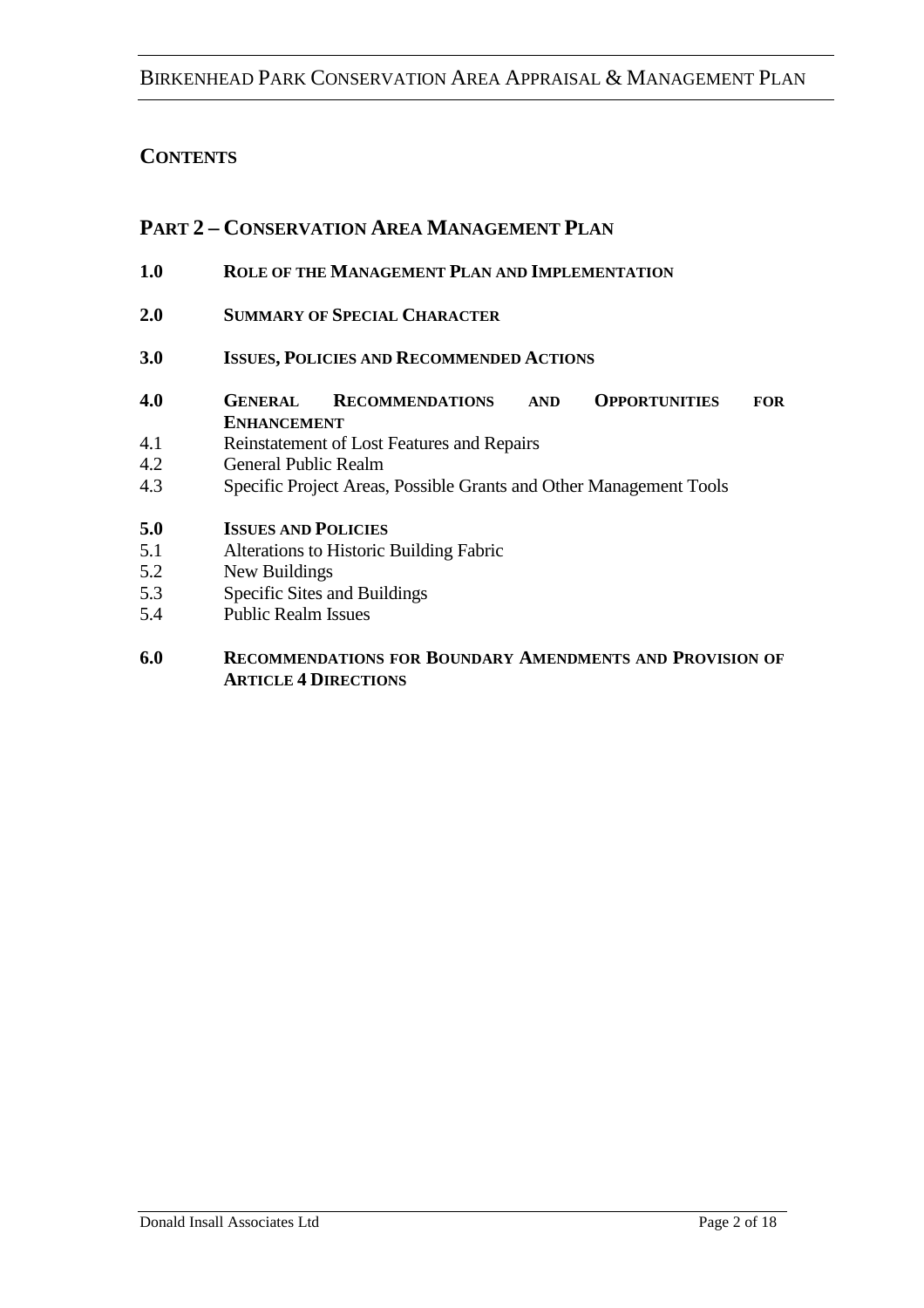## CONTENTS

## PART 2 – CONSERVATION AREA MANAGEMENT PLAN

**1.0 ROLE OF THE MANAGEMENT PLAN AND IMPLEMENTATION**

**2.0 SUMMARY OF SPECIAL CHARACTER**

**3.0 ISSUES, POLICIES AND RECOMMENDED ACTIONS**

**4.0 GENERAL RECOMMENDATIONS AND OPPORTUNITIES FOR ENHANCEMENT**

4.1 Reinstatement of Lost Features and Repairs
4.2 General Public Realm
4.3 Specific Project Areas, Possible Grants and Other Management Tools

**5.0 ISSUES AND POLICIES**

5.1 Alterations to Historic Building Fabric
5.2 New Buildings
5.3 Specific Sites and Buildings
5.4 Public Realm Issues

**6.0 RECOMMENDATIONS FOR BOUNDARY AMENDMENTS AND PROVISION OF ARTICLE 4 DIRECTIONS**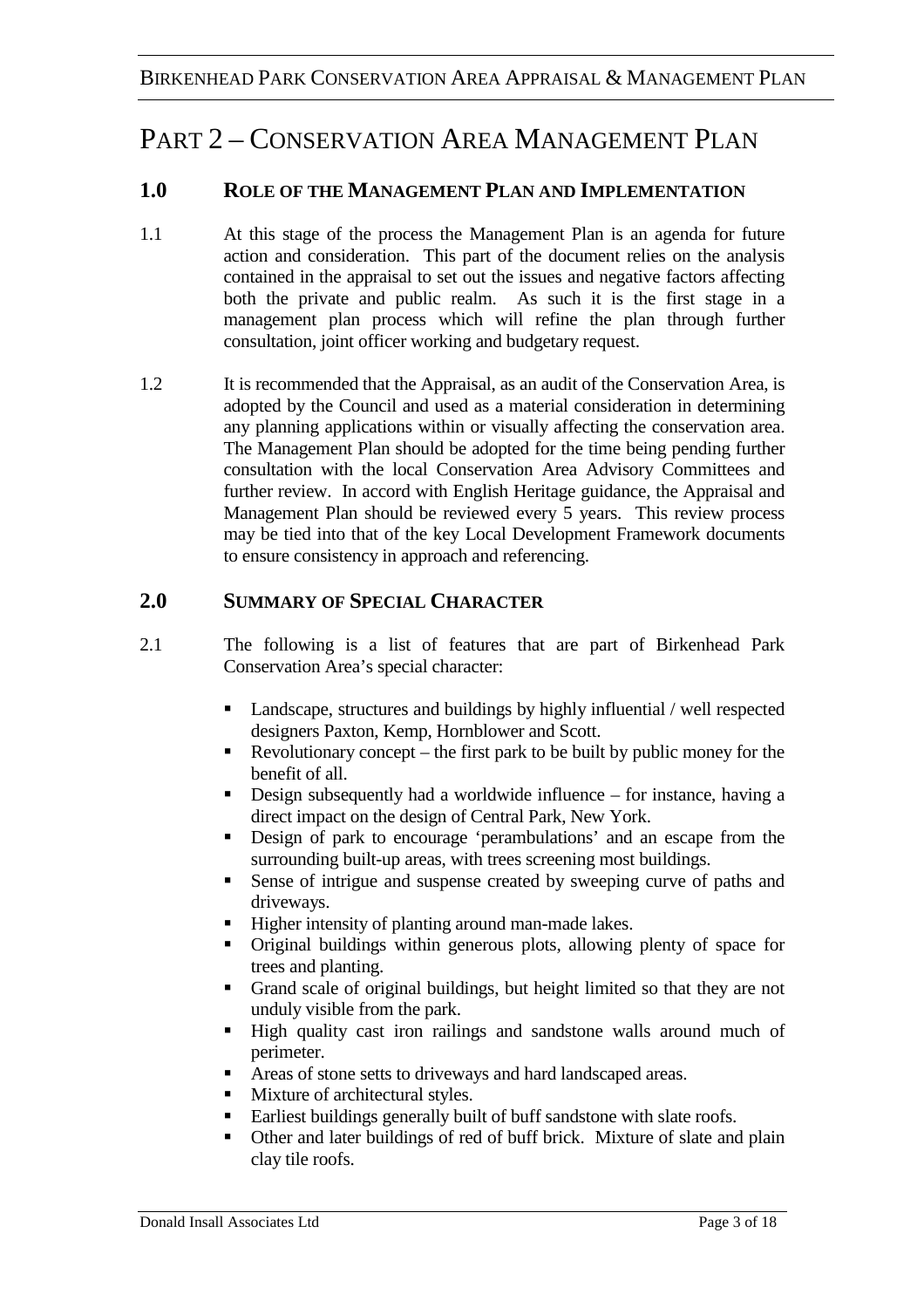# Part 2 – Conservation Area Management Plan

## 1.0 Role of the Management Plan and Implementation

1.1 At this stage of the process the Management Plan is an agenda for future action and consideration. This part of the document relies on the analysis contained in the appraisal to set out the issues and negative factors affecting both the private and public realm. As such it is the first stage in a management plan process which will refine the plan through further consultation, joint officer working and budgetary request.

1.2 It is recommended that the Appraisal, as an audit of the Conservation Area, is adopted by the Council and used as a material consideration in determining any planning applications within or visually affecting the conservation area. The Management Plan should be adopted for the time being pending further consultation with the local Conservation Area Advisory Committees and further review. In accord with English Heritage guidance, the Appraisal and Management Plan should be reviewed every 5 years. This review process may be tied into that of the key Local Development Framework documents to ensure consistency in approach and referencing.

## 2.0 Summary of Special Character

2.1 The following is a list of features that are part of Birkenhead Park Conservation Area's special character:

- Landscape, structures and buildings by highly influential / well respected designers Paxton, Kemp, Hornblower and Scott.
- Revolutionary concept – the first park to be built by public money for the benefit of all.
- Design subsequently had a worldwide influence – for instance, having a direct impact on the design of Central Park, New York.
- Design of park to encourage 'perambulations' and an escape from the surrounding built-up areas, with trees screening most buildings.
- Sense of intrigue and suspense created by sweeping curve of paths and driveways.
- Higher intensity of planting around man-made lakes.
- Original buildings within generous plots, allowing plenty of space for trees and planting.
- Grand scale of original buildings, but height limited so that they are not unduly visible from the park.
- High quality cast iron railings and sandstone walls around much of perimeter.
- Areas of stone setts to driveways and hard landscaped areas.
- Mixture of architectural styles.
- Earliest buildings generally built of buff sandstone with slate roofs.
- Other and later buildings of red of buff brick. Mixture of slate and plain clay tile roofs.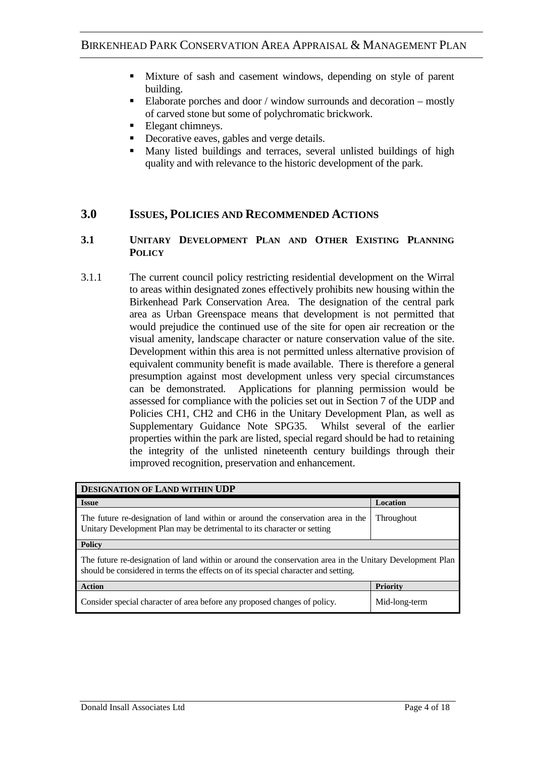- Mixture of sash and casement windows, depending on style of parent building.
- Elaborate porches and door / window surrounds and decoration – mostly of carved stone but some of polychromatic brickwork.
- Elegant chimneys.
- Decorative eaves, gables and verge details.
- Many listed buildings and terraces, several unlisted buildings of high quality and with relevance to the historic development of the park.

## 3.0 ISSUES, POLICIES AND RECOMMENDED ACTIONS

### 3.1 UNITARY DEVELOPMENT PLAN AND OTHER EXISTING PLANNING POLICY

3.1.1 The current council policy restricting residential development on the Wirral to areas within designated zones effectively prohibits new housing within the Birkenhead Park Conservation Area. The designation of the central park area as Urban Greenspace means that development is not permitted that would prejudice the continued use of the site for open air recreation or the visual amenity, landscape character or nature conservation value of the site. Development within this area is not permitted unless alternative provision of equivalent community benefit is made available. There is therefore a general presumption against most development unless very special circumstances can be demonstrated. Applications for planning permission would be assessed for compliance with the policies set out in Section 7 of the UDP and Policies CH1, CH2 and CH6 in the Unitary Development Plan, as well as Supplementary Guidance Note SPG35. Whilst several of the earlier properties within the park are listed, special regard should be had to retaining the integrity of the unlisted nineteenth century buildings through their improved recognition, preservation and enhancement.

| **DESIGNATION OF LAND WITHIN UDP** | |
|---|---|
| **Issue** | **Location** |
| The future re-designation of land within or around the conservation area in the Unitary Development Plan may be detrimental to its character or setting | Throughout |
| **Policy** | |
| The future re-designation of land within or around the conservation area in the Unitary Development Plan should be considered in terms the effects on of its special character and setting. | |
| **Action** | **Priority** |
| Consider special character of area before any proposed changes of policy. | Mid-long-term |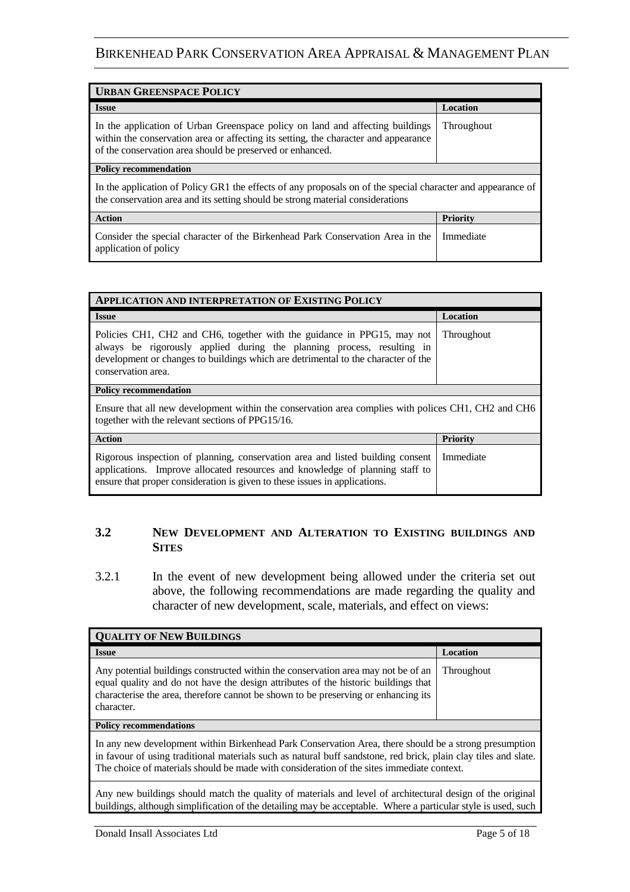| **URBAN GREENSPACE POLICY** | |
|---|---|
| **Issue** | **Location** |
| In the application of Urban Greenspace policy on land and affecting buildings within the conservation area or affecting its setting, the character and appearance of the conservation area should be preserved or enhanced. | Throughout |
| **Policy recommendation** | |
| In the application of Policy GR1 the effects of any proposals on of the special character and appearance of the conservation area and its setting should be strong material considerations | |
| **Action** | **Priority** |
| Consider the special character of the Birkenhead Park Conservation Area in the application of policy | Immediate |

| **APPLICATION AND INTERPRETATION OF EXISTING POLICY** | |
|---|---|
| **Issue** | **Location** |
| Policies CH1, CH2 and CH6, together with the guidance in PPG15, may not always be rigorously applied during the planning process, resulting in development or changes to buildings which are detrimental to the character of the conservation area. | Throughout |
| **Policy recommendation** | |
| Ensure that all new development within the conservation area complies with polices CH1, CH2 and CH6 together with the relevant sections of PPG15/16. | |
| **Action** | **Priority** |
| Rigorous inspection of planning, conservation area and listed building consent applications. Improve allocated resources and knowledge of planning staff to ensure that proper consideration is given to these issues in applications. | Immediate |

## 3.2 NEW DEVELOPMENT AND ALTERATION TO EXISTING BUILDINGS AND SITES

3.2.1 In the event of new development being allowed under the criteria set out above, the following recommendations are made regarding the quality and character of new development, scale, materials, and effect on views:

| **QUALITY OF NEW BUILDINGS** | |
|---|---|
| **Issue** | **Location** |
| Any potential buildings constructed within the conservation area may not be of an equal quality and do not have the design attributes of the historic buildings that characterise the area, therefore cannot be shown to be preserving or enhancing its character. | Throughout |
| **Policy recommendations** | |
| In any new development within Birkenhead Park Conservation Area, there should be a strong presumption in favour of using traditional materials such as natural buff sandstone, red brick, plain clay tiles and slate. The choice of materials should be made with consideration of the sites immediate context. | |
| Any new buildings should match the quality of materials and level of architectural design of the original buildings, although simplification of the detailing may be acceptable. Where a particular style is used, such | |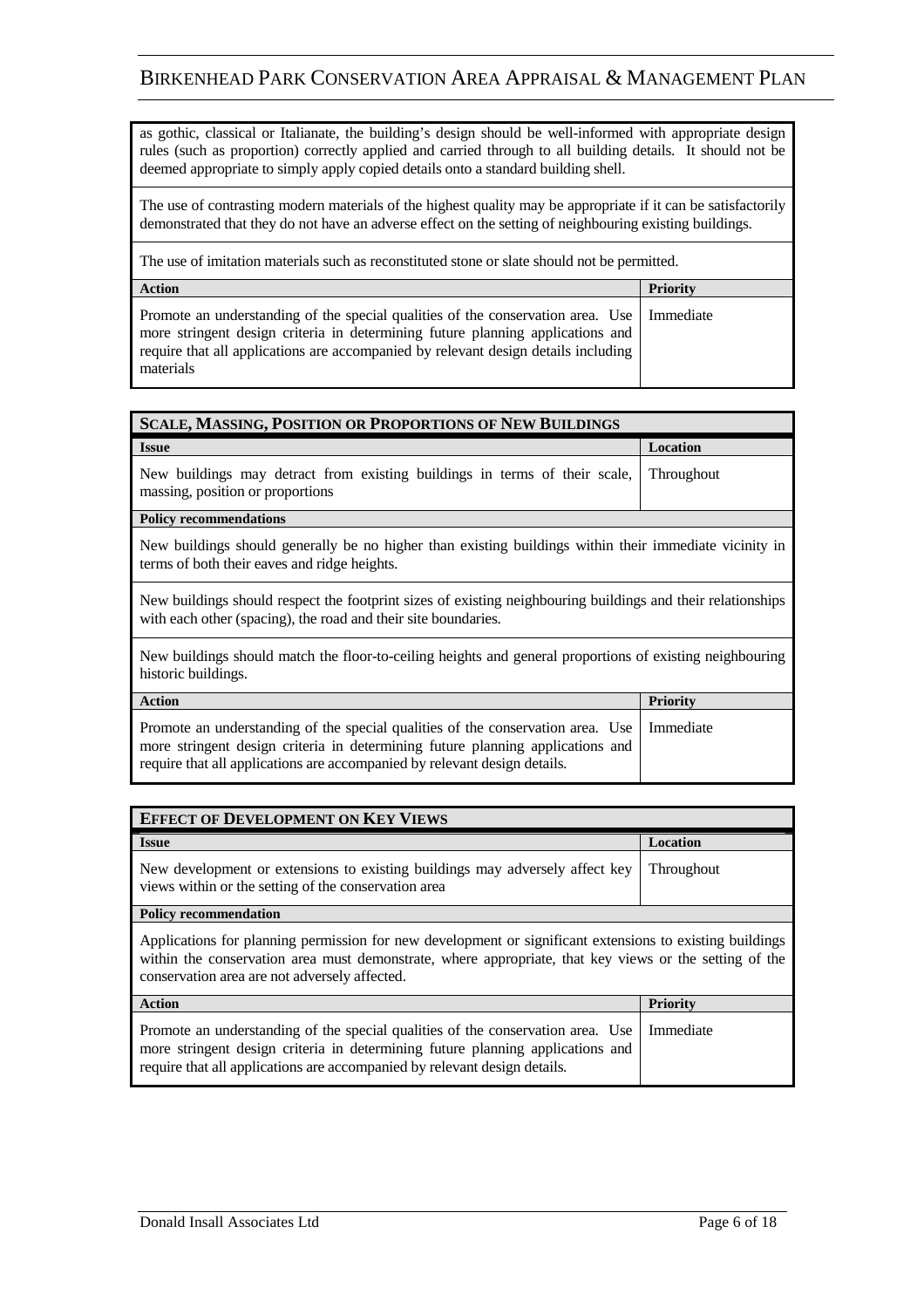as gothic, classical or Italianate, the building's design should be well-informed with appropriate design rules (such as proportion) correctly applied and carried through to all building details. It should not be deemed appropriate to simply apply copied details onto a standard building shell.

The use of contrasting modern materials of the highest quality may be appropriate if it can be satisfactorily demonstrated that they do not have an adverse effect on the setting of neighbouring existing buildings.

The use of imitation materials such as reconstituted stone or slate should not be permitted.

| Action | Priority |
|---|---|
| Promote an understanding of the special qualities of the conservation area. Use more stringent design criteria in determining future planning applications and require that all applications are accompanied by relevant design details including materials | Immediate |

## Scale, Massing, Position or Proportions of New Buildings

| Issue | Location |
|---|---|
| New buildings may detract from existing buildings in terms of their scale, massing, position or proportions | Throughout |

**Policy recommendations**

New buildings should generally be no higher than existing buildings within their immediate vicinity in terms of both their eaves and ridge heights.

New buildings should respect the footprint sizes of existing neighbouring buildings and their relationships with each other (spacing), the road and their site boundaries.

New buildings should match the floor-to-ceiling heights and general proportions of existing neighbouring historic buildings.

| Action | Priority |
|---|---|
| Promote an understanding of the special qualities of the conservation area. Use more stringent design criteria in determining future planning applications and require that all applications are accompanied by relevant design details. | Immediate |

## Effect of Development on Key Views

| Issue | Location |
|---|---|
| New development or extensions to existing buildings may adversely affect key views within or the setting of the conservation area | Throughout |

**Policy recommendation**

Applications for planning permission for new development or significant extensions to existing buildings within the conservation area must demonstrate, where appropriate, that key views or the setting of the conservation area are not adversely affected.

| Action | Priority |
|---|---|
| Promote an understanding of the special qualities of the conservation area. Use more stringent design criteria in determining future planning applications and require that all applications are accompanied by relevant design details. | Immediate |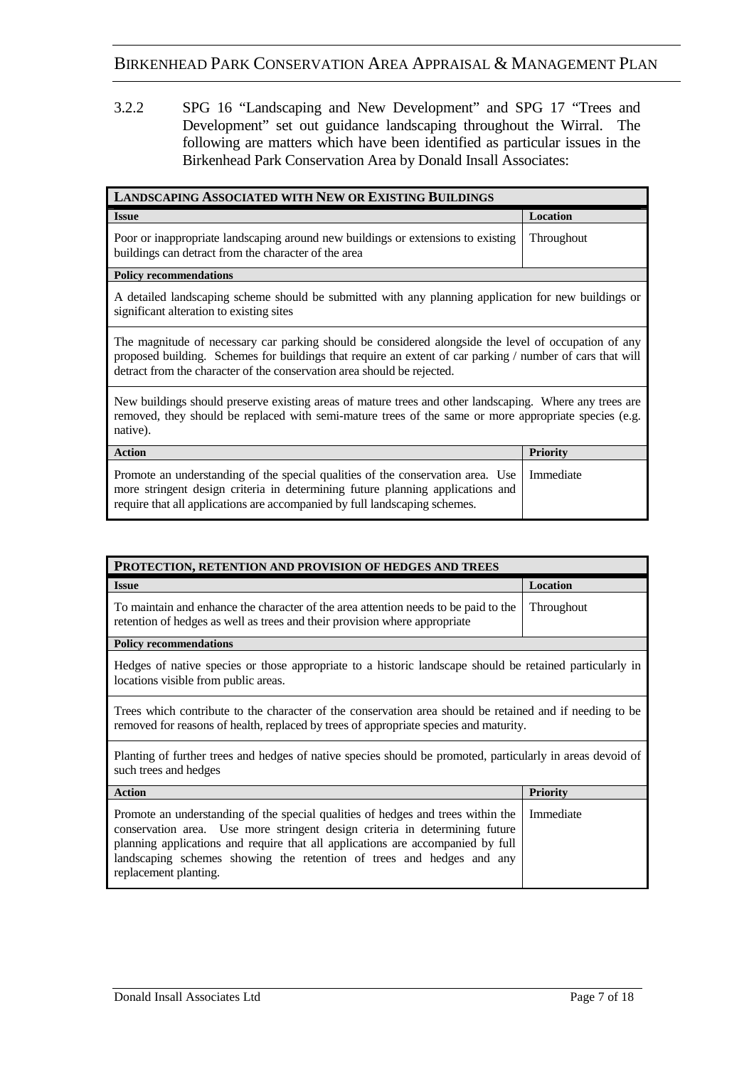3.2.2 SPG 16 "Landscaping and New Development" and SPG 17 "Trees and Development" set out guidance landscaping throughout the Wirral. The following are matters which have been identified as particular issues in the Birkenhead Park Conservation Area by Donald Insall Associates:

| **LANDSCAPING ASSOCIATED WITH NEW OR EXISTING BUILDINGS** | |
|---|---|
| **Issue** | **Location** |
| Poor or inappropriate landscaping around new buildings or extensions to existing buildings can detract from the character of the area | Throughout |
| **Policy recommendations** | |
| A detailed landscaping scheme should be submitted with any planning application for new buildings or significant alteration to existing sites | |
| The magnitude of necessary car parking should be considered alongside the level of occupation of any proposed building. Schemes for buildings that require an extent of car parking / number of cars that will detract from the character of the conservation area should be rejected. | |
| New buildings should preserve existing areas of mature trees and other landscaping. Where any trees are removed, they should be replaced with semi-mature trees of the same or more appropriate species (e.g. native). | |
| **Action** | **Priority** |
| Promote an understanding of the special qualities of the conservation area. Use more stringent design criteria in determining future planning applications and require that all applications are accompanied by full landscaping schemes. | Immediate |

| **PROTECTION, RETENTION AND PROVISION OF HEDGES AND TREES** | |
|---|---|
| **Issue** | **Location** |
| To maintain and enhance the character of the area attention needs to be paid to the retention of hedges as well as trees and their provision where appropriate | Throughout |
| **Policy recommendations** | |
| Hedges of native species or those appropriate to a historic landscape should be retained particularly in locations visible from public areas. | |
| Trees which contribute to the character of the conservation area should be retained and if needing to be removed for reasons of health, replaced by trees of appropriate species and maturity. | |
| Planting of further trees and hedges of native species should be promoted, particularly in areas devoid of such trees and hedges | |
| **Action** | **Priority** |
| Promote an understanding of the special qualities of hedges and trees within the conservation area. Use more stringent design criteria in determining future planning applications and require that all applications are accompanied by full landscaping schemes showing the retention of trees and hedges and any replacement planting. | Immediate |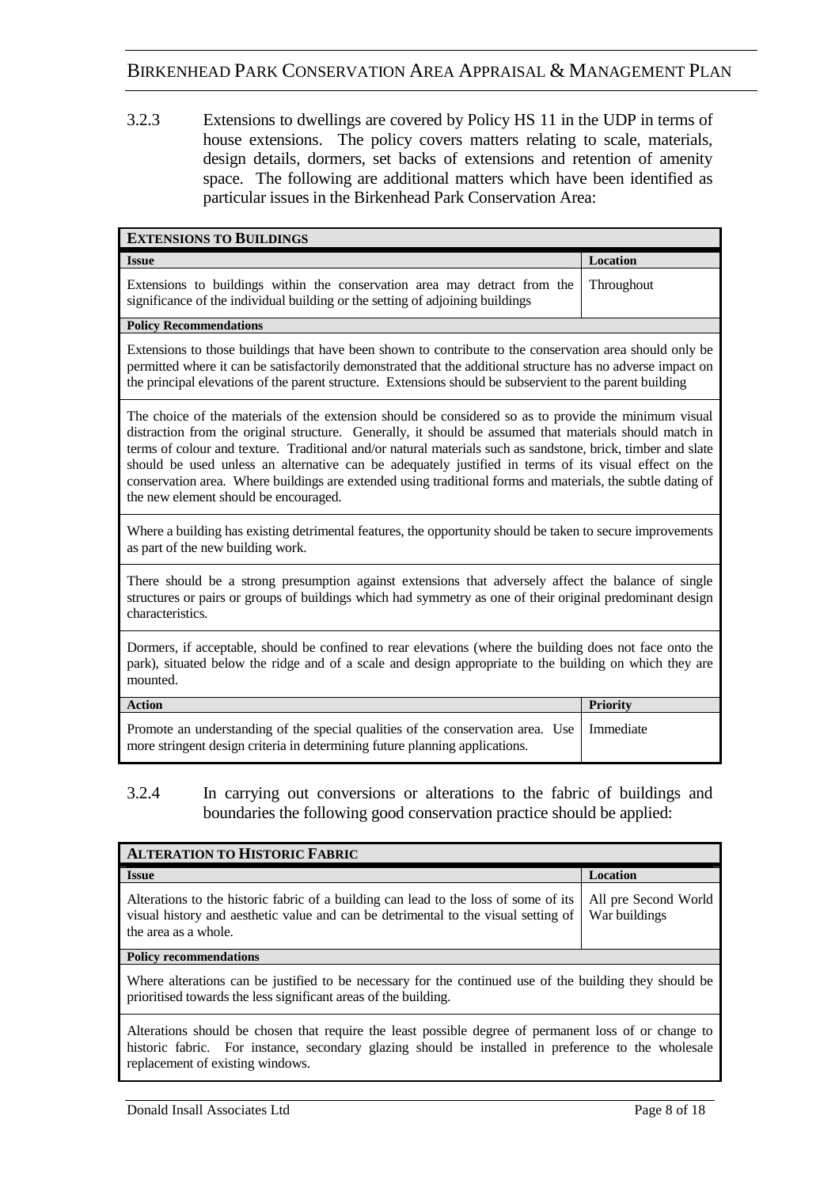3.2.3 Extensions to dwellings are covered by Policy HS 11 in the UDP in terms of house extensions. The policy covers matters relating to scale, materials, design details, dormers, set backs of extensions and retention of amenity space. The following are additional matters which have been identified as particular issues in the Birkenhead Park Conservation Area:

| **EXTENSIONS TO BUILDINGS** | |
|---|---|
| **Issue** | **Location** |
| Extensions to buildings within the conservation area may detract from the significance of the individual building or the setting of adjoining buildings | Throughout |
| **Policy Recommendations** | |
| Extensions to those buildings that have been shown to contribute to the conservation area should only be permitted where it can be satisfactorily demonstrated that the additional structure has no adverse impact on the principal elevations of the parent structure. Extensions should be subservient to the parent building | |
| The choice of the materials of the extension should be considered so as to provide the minimum visual distraction from the original structure. Generally, it should be assumed that materials should match in terms of colour and texture. Traditional and/or natural materials such as sandstone, brick, timber and slate should be used unless an alternative can be adequately justified in terms of its visual effect on the conservation area. Where buildings are extended using traditional forms and materials, the subtle dating of the new element should be encouraged. | |
| Where a building has existing detrimental features, the opportunity should be taken to secure improvements as part of the new building work. | |
| There should be a strong presumption against extensions that adversely affect the balance of single structures or pairs or groups of buildings which had symmetry as one of their original predominant design characteristics. | |
| Dormers, if acceptable, should be confined to rear elevations (where the building does not face onto the park), situated below the ridge and of a scale and design appropriate to the building on which they are mounted. | |
| **Action** | **Priority** |
| Promote an understanding of the special qualities of the conservation area. Use more stringent design criteria in determining future planning applications. | Immediate |

3.2.4 In carrying out conversions or alterations to the fabric of buildings and boundaries the following good conservation practice should be applied:

| **ALTERATION TO HISTORIC FABRIC** | |
|---|---|
| **Issue** | **Location** |
| Alterations to the historic fabric of a building can lead to the loss of some of its visual history and aesthetic value and can be detrimental to the visual setting of the area as a whole. | All pre Second World War buildings |
| **Policy recommendations** | |
| Where alterations can be justified to be necessary for the continued use of the building they should be prioritised towards the less significant areas of the building. | |
| Alterations should be chosen that require the least possible degree of permanent loss of or change to historic fabric. For instance, secondary glazing should be installed in preference to the wholesale replacement of existing windows. | |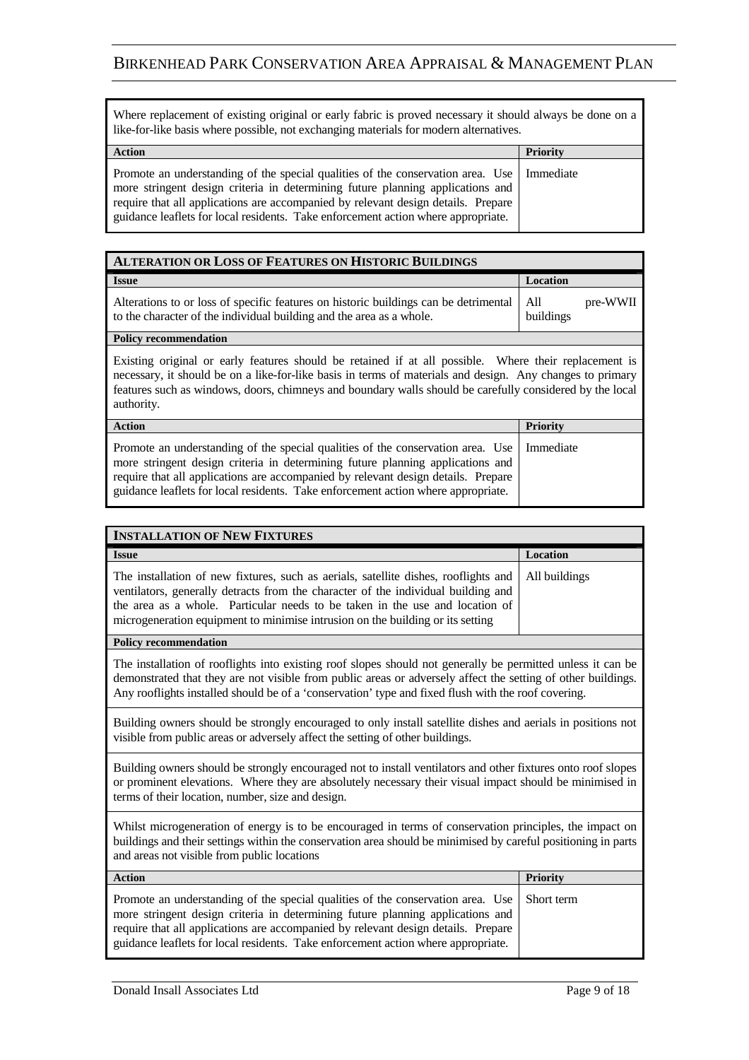Where replacement of existing original or early fabric is proved necessary it should always be done on a like-for-like basis where possible, not exchanging materials for modern alternatives.

| Action | Priority |
|---|---|
| Promote an understanding of the special qualities of the conservation area. Use more stringent design criteria in determining future planning applications and require that all applications are accompanied by relevant design details. Prepare guidance leaflets for local residents. Take enforcement action where appropriate. | Immediate |

### ALTERATION OR LOSS OF FEATURES ON HISTORIC BUILDINGS

| Issue | Location |
|---|---|
| Alterations to or loss of specific features on historic buildings can be detrimental to the character of the individual building and the area as a whole. | All pre-WWII buildings |

**Policy recommendation**

Existing original or early features should be retained if at all possible. Where their replacement is necessary, it should be on a like-for-like basis in terms of materials and design. Any changes to primary features such as windows, doors, chimneys and boundary walls should be carefully considered by the local authority.

| Action | Priority |
|---|---|
| Promote an understanding of the special qualities of the conservation area. Use more stringent design criteria in determining future planning applications and require that all applications are accompanied by relevant design details. Prepare guidance leaflets for local residents. Take enforcement action where appropriate. | Immediate |

### INSTALLATION OF NEW FIXTURES

| Issue | Location |
|---|---|
| The installation of new fixtures, such as aerials, satellite dishes, rooflights and ventilators, generally detracts from the character of the individual building and the area as a whole. Particular needs to be taken in the use and location of microgeneration equipment to minimise intrusion on the building or its setting | All buildings |

**Policy recommendation**

The installation of rooflights into existing roof slopes should not generally be permitted unless it can be demonstrated that they are not visible from public areas or adversely affect the setting of other buildings. Any rooflights installed should be of a 'conservation' type and fixed flush with the roof covering.

Building owners should be strongly encouraged to only install satellite dishes and aerials in positions not visible from public areas or adversely affect the setting of other buildings.

Building owners should be strongly encouraged not to install ventilators and other fixtures onto roof slopes or prominent elevations. Where they are absolutely necessary their visual impact should be minimised in terms of their location, number, size and design.

Whilst microgeneration of energy is to be encouraged in terms of conservation principles, the impact on buildings and their settings within the conservation area should be minimised by careful positioning in parts and areas not visible from public locations

| Action | Priority |
|---|---|
| Promote an understanding of the special qualities of the conservation area. Use more stringent design criteria in determining future planning applications and require that all applications are accompanied by relevant design details. Prepare guidance leaflets for local residents. Take enforcement action where appropriate. | Short term |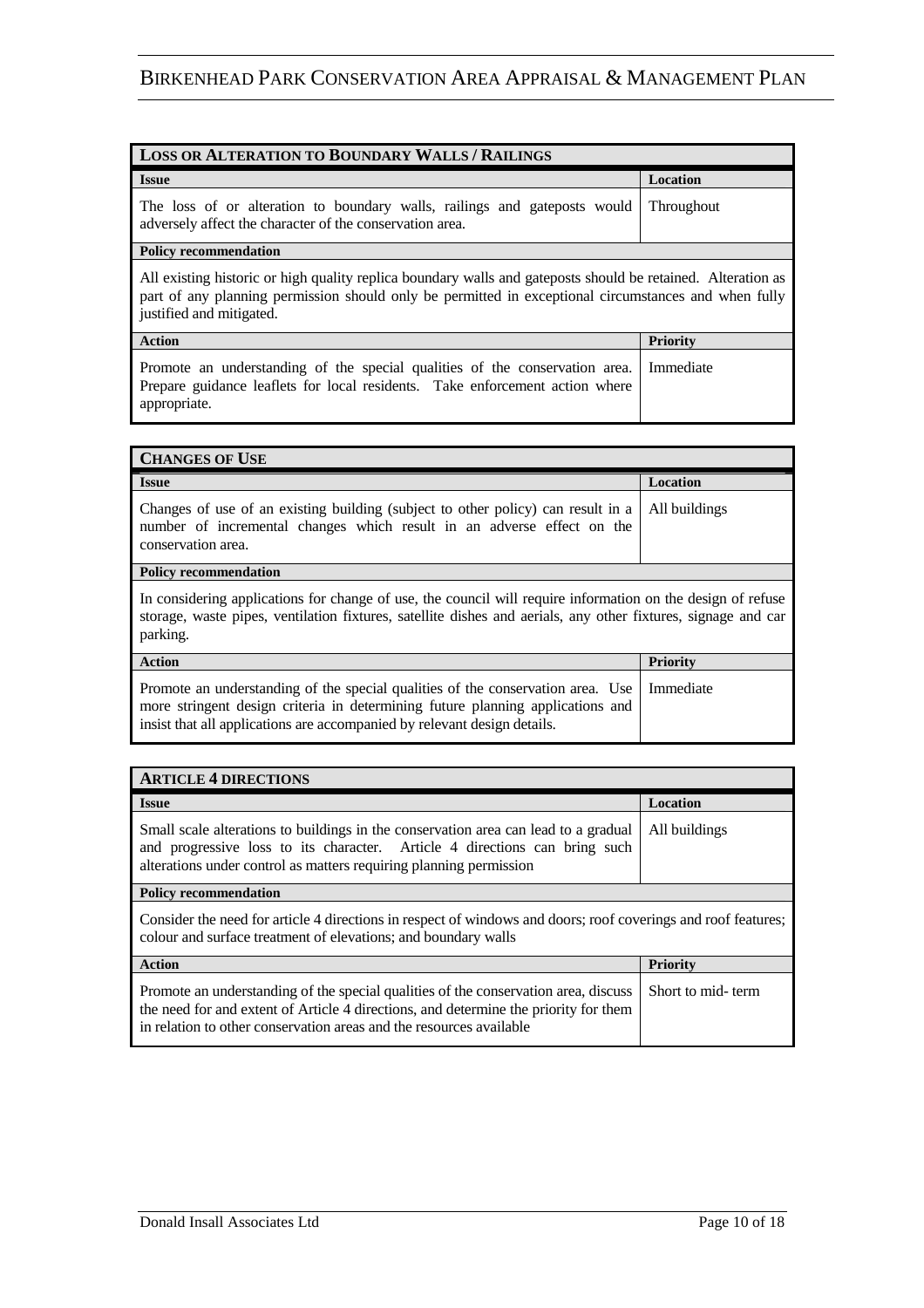| **LOSS OR ALTERATION TO BOUNDARY WALLS / RAILINGS** | |
|---|---|
| **Issue** | **Location** |
| The loss of or alteration to boundary walls, railings and gateposts would adversely affect the character of the conservation area. | Throughout |
| **Policy recommendation** | |
| All existing historic or high quality replica boundary walls and gateposts should be retained. Alteration as part of any planning permission should only be permitted in exceptional circumstances and when fully justified and mitigated. | |
| **Action** | **Priority** |
| Promote an understanding of the special qualities of the conservation area. Prepare guidance leaflets for local residents. Take enforcement action where appropriate. | Immediate |

| **CHANGES OF USE** | |
|---|---|
| **Issue** | **Location** |
| Changes of use of an existing building (subject to other policy) can result in a number of incremental changes which result in an adverse effect on the conservation area. | All buildings |
| **Policy recommendation** | |
| In considering applications for change of use, the council will require information on the design of refuse storage, waste pipes, ventilation fixtures, satellite dishes and aerials, any other fixtures, signage and car parking. | |
| **Action** | **Priority** |
| Promote an understanding of the special qualities of the conservation area. Use more stringent design criteria in determining future planning applications and insist that all applications are accompanied by relevant design details. | Immediate |

| **ARTICLE 4 DIRECTIONS** | |
|---|---|
| **Issue** | **Location** |
| Small scale alterations to buildings in the conservation area can lead to a gradual and progressive loss to its character. Article 4 directions can bring such alterations under control as matters requiring planning permission | All buildings |
| **Policy recommendation** | |
| Consider the need for article 4 directions in respect of windows and doors; roof coverings and roof features; colour and surface treatment of elevations; and boundary walls | |
| **Action** | **Priority** |
| Promote an understanding of the special qualities of the conservation area, discuss the need for and extent of Article 4 directions, and determine the priority for them in relation to other conservation areas and the resources available | Short to mid- term |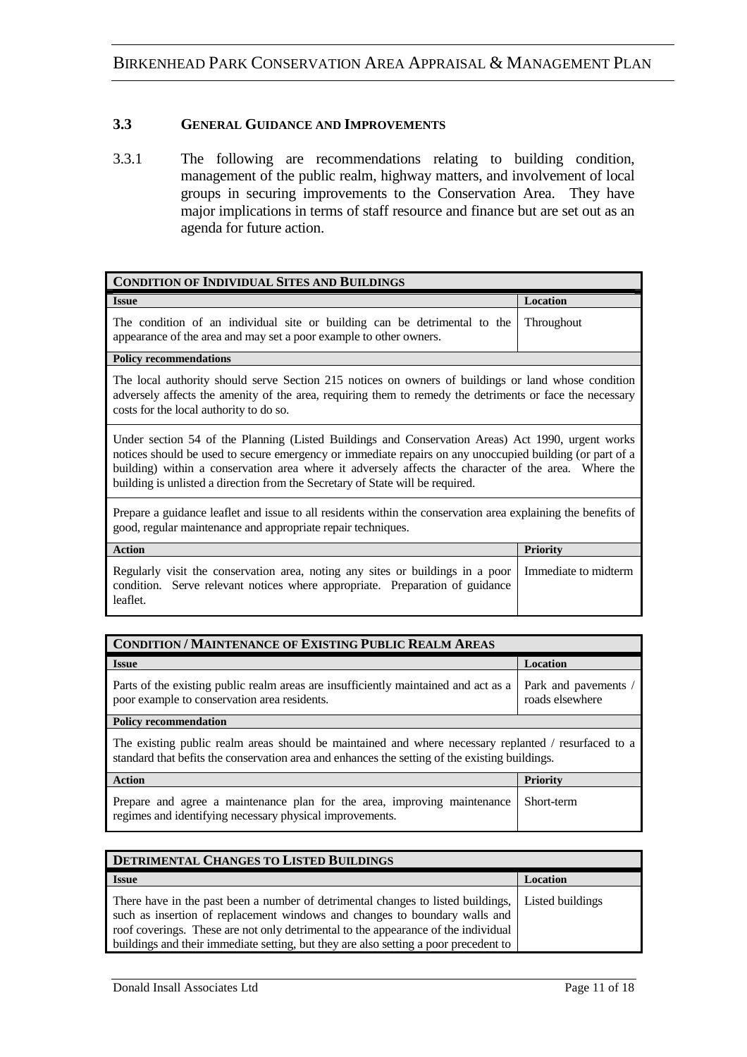### 3.3 General Guidance and Improvements

3.3.1 The following are recommendations relating to building condition, management of the public realm, highway matters, and involvement of local groups in securing improvements to the Conservation Area. They have major implications in terms of staff resource and finance but are set out as an agenda for future action.

| **CONDITION OF INDIVIDUAL SITES AND BUILDINGS** | |
|---|---|
| **Issue** | **Location** |
| The condition of an individual site or building can be detrimental to the appearance of the area and may set a poor example to other owners. | Throughout |
| **Policy recommendations** | |
| The local authority should serve Section 215 notices on owners of buildings or land whose condition adversely affects the amenity of the area, requiring them to remedy the detriments or face the necessary costs for the local authority to do so. | |
| Under section 54 of the Planning (Listed Buildings and Conservation Areas) Act 1990, urgent works notices should be used to secure emergency or immediate repairs on any unoccupied building (or part of a building) within a conservation area where it adversely affects the character of the area. Where the building is unlisted a direction from the Secretary of State will be required. | |
| Prepare a guidance leaflet and issue to all residents within the conservation area explaining the benefits of good, regular maintenance and appropriate repair techniques. | |
| **Action** | **Priority** |
| Regularly visit the conservation area, noting any sites or buildings in a poor condition. Serve relevant notices where appropriate. Preparation of guidance leaflet. | Immediate to midterm |

| **CONDITION / MAINTENANCE OF EXISTING PUBLIC REALM AREAS** | |
|---|---|
| **Issue** | **Location** |
| Parts of the existing public realm areas are insufficiently maintained and act as a poor example to conservation area residents. | Park and pavements / roads elsewhere |
| **Policy recommendation** | |
| The existing public realm areas should be maintained and where necessary replanted / resurfaced to a standard that befits the conservation area and enhances the setting of the existing buildings. | |
| **Action** | **Priority** |
| Prepare and agree a maintenance plan for the area, improving maintenance regimes and identifying necessary physical improvements. | Short-term |

| **DETRIMENTAL CHANGES TO LISTED BUILDINGS** | |
|---|---|
| **Issue** | **Location** |
| There have in the past been a number of detrimental changes to listed buildings, such as insertion of replacement windows and changes to boundary walls and roof coverings. These are not only detrimental to the appearance of the individual buildings and their immediate setting, but they are also setting a poor precedent to | Listed buildings |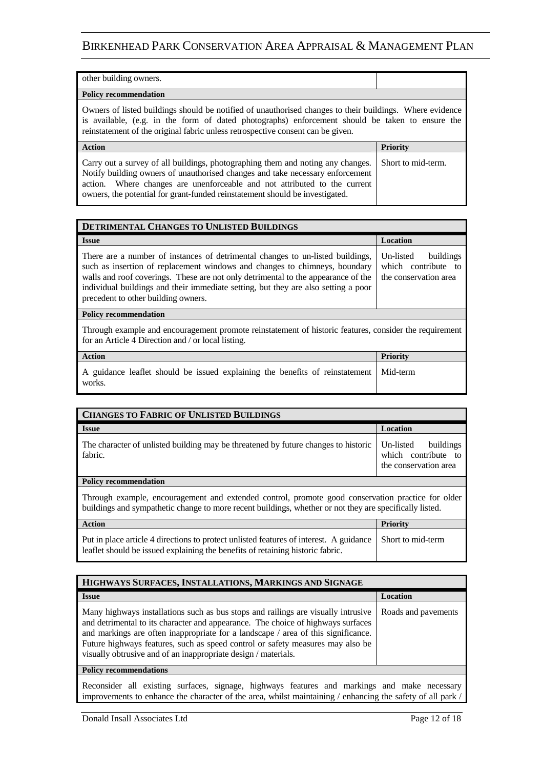| other building owners. | |
|---|---|
| **Policy recommendation** | |
| Owners of listed buildings should be notified of unauthorised changes to their buildings. Where evidence is available, (e.g. in the form of dated photographs) enforcement should be taken to ensure the reinstatement of the original fabric unless retrospective consent can be given. | |
| **Action** | **Priority** |
| Carry out a survey of all buildings, photographing them and noting any changes. Notify building owners of unauthorised changes and take necessary enforcement action. Where changes are unenforceable and not attributed to the current owners, the potential for grant-funded reinstatement should be investigated. | Short to mid-term. |

| **DETRIMENTAL CHANGES TO UNLISTED BUILDINGS** | |
|---|---|
| **Issue** | **Location** |
| There are a number of instances of detrimental changes to un-listed buildings, such as insertion of replacement windows and changes to chimneys, boundary walls and roof coverings. These are not only detrimental to the appearance of the individual buildings and their immediate setting, but they are also setting a poor precedent to other building owners. | Un-listed buildings which contribute to the conservation area |
| **Policy recommendation** | |
| Through example and encouragement promote reinstatement of historic features, consider the requirement for an Article 4 Direction and / or local listing. | |
| **Action** | **Priority** |
| A guidance leaflet should be issued explaining the benefits of reinstatement works. | Mid-term |

| **CHANGES TO FABRIC OF UNLISTED BUILDINGS** | |
|---|---|
| **Issue** | **Location** |
| The character of unlisted building may be threatened by future changes to historic fabric. | Un-listed buildings which contribute to the conservation area |
| **Policy recommendation** | |
| Through example, encouragement and extended control, promote good conservation practice for older buildings and sympathetic change to more recent buildings, whether or not they are specifically listed. | |
| **Action** | **Priority** |
| Put in place article 4 directions to protect unlisted features of interest. A guidance leaflet should be issued explaining the benefits of retaining historic fabric. | Short to mid-term |

| **HIGHWAYS SURFACES, INSTALLATIONS, MARKINGS AND SIGNAGE** | |
|---|---|
| **Issue** | **Location** |
| Many highways installations such as bus stops and railings are visually intrusive and detrimental to its character and appearance. The choice of highways surfaces and markings are often inappropriate for a landscape / area of this significance. Future highways features, such as speed control or safety measures may also be visually obtrusive and of an inappropriate design / materials. | Roads and pavements |
| **Policy recommendations** | |
| Reconsider all existing surfaces, signage, highways features and markings and make necessary improvements to enhance the character of the area, whilst maintaining / enhancing the safety of all park / | |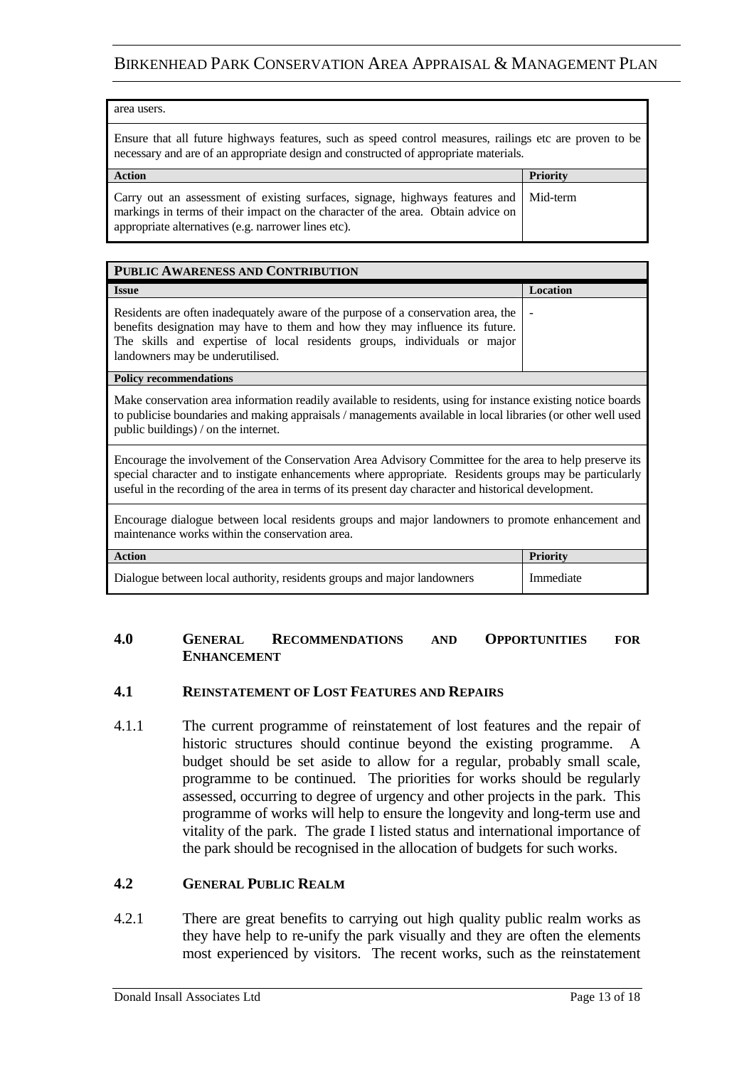| | |
|---|---|
| area users. | |
| Ensure that all future highways features, such as speed control measures, railings etc are proven to be necessary and are of an appropriate design and constructed of appropriate materials. | |
| **Action** | **Priority** |
| Carry out an assessment of existing surfaces, signage, highways features and markings in terms of their impact on the character of the area. Obtain advice on appropriate alternatives (e.g. narrower lines etc). | Mid-term |

| **PUBLIC AWARENESS AND CONTRIBUTION** | |
|---|---|
| **Issue** | **Location** |
| Residents are often inadequately aware of the purpose of a conservation area, the benefits designation may have to them and how they may influence its future. The skills and expertise of local residents groups, individuals or major landowners may be underutilised. | - |
| **Policy recommendations** | |
| Make conservation area information readily available to residents, using for instance existing notice boards to publicise boundaries and making appraisals / managements available in local libraries (or other well used public buildings) / on the internet. | |
| Encourage the involvement of the Conservation Area Advisory Committee for the area to help preserve its special character and to instigate enhancements where appropriate. Residents groups may be particularly useful in the recording of the area in terms of its present day character and historical development. | |
| Encourage dialogue between local residents groups and major landowners to promote enhancement and maintenance works within the conservation area. | |
| **Action** | **Priority** |
| Dialogue between local authority, residents groups and major landowners | Immediate |

## 4.0 GENERAL RECOMMENDATIONS AND OPPORTUNITIES FOR ENHANCEMENT

### 4.1 REINSTATEMENT OF LOST FEATURES AND REPAIRS

4.1.1 The current programme of reinstatement of lost features and the repair of historic structures should continue beyond the existing programme. A budget should be set aside to allow for a regular, probably small scale, programme to be continued. The priorities for works should be regularly assessed, occurring to degree of urgency and other projects in the park. This programme of works will help to ensure the longevity and long-term use and vitality of the park. The grade I listed status and international importance of the park should be recognised in the allocation of budgets for such works.

### 4.2 GENERAL PUBLIC REALM

4.2.1 There are great benefits to carrying out high quality public realm works as they have help to re-unify the park visually and they are often the elements most experienced by visitors. The recent works, such as the reinstatement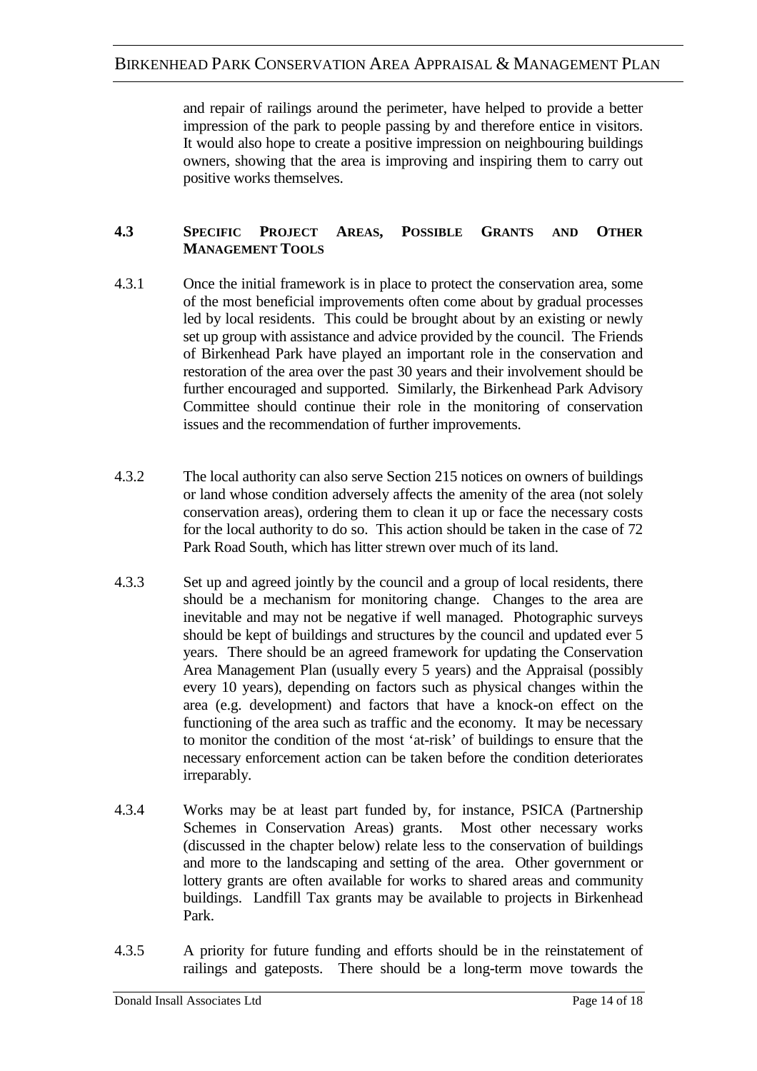and repair of railings around the perimeter, have helped to provide a better impression of the park to people passing by and therefore entice in visitors. It would also hope to create a positive impression on neighbouring buildings owners, showing that the area is improving and inspiring them to carry out positive works themselves.

## 4.3 Specific Project Areas, Possible Grants and Other Management Tools

4.3.1 Once the initial framework is in place to protect the conservation area, some of the most beneficial improvements often come about by gradual processes led by local residents. This could be brought about by an existing or newly set up group with assistance and advice provided by the council. The Friends of Birkenhead Park have played an important role in the conservation and restoration of the area over the past 30 years and their involvement should be further encouraged and supported. Similarly, the Birkenhead Park Advisory Committee should continue their role in the monitoring of conservation issues and the recommendation of further improvements.

4.3.2 The local authority can also serve Section 215 notices on owners of buildings or land whose condition adversely affects the amenity of the area (not solely conservation areas), ordering them to clean it up or face the necessary costs for the local authority to do so. This action should be taken in the case of 72 Park Road South, which has litter strewn over much of its land.

4.3.3 Set up and agreed jointly by the council and a group of local residents, there should be a mechanism for monitoring change. Changes to the area are inevitable and may not be negative if well managed. Photographic surveys should be kept of buildings and structures by the council and updated ever 5 years. There should be an agreed framework for updating the Conservation Area Management Plan (usually every 5 years) and the Appraisal (possibly every 10 years), depending on factors such as physical changes within the area (e.g. development) and factors that have a knock-on effect on the functioning of the area such as traffic and the economy. It may be necessary to monitor the condition of the most 'at-risk' of buildings to ensure that the necessary enforcement action can be taken before the condition deteriorates irreparably.

4.3.4 Works may be at least part funded by, for instance, PSICA (Partnership Schemes in Conservation Areas) grants. Most other necessary works (discussed in the chapter below) relate less to the conservation of buildings and more to the landscaping and setting of the area. Other government or lottery grants are often available for works to shared areas and community buildings. Landfill Tax grants may be available to projects in Birkenhead Park.

4.3.5 A priority for future funding and efforts should be in the reinstatement of railings and gateposts. There should be a long-term move towards the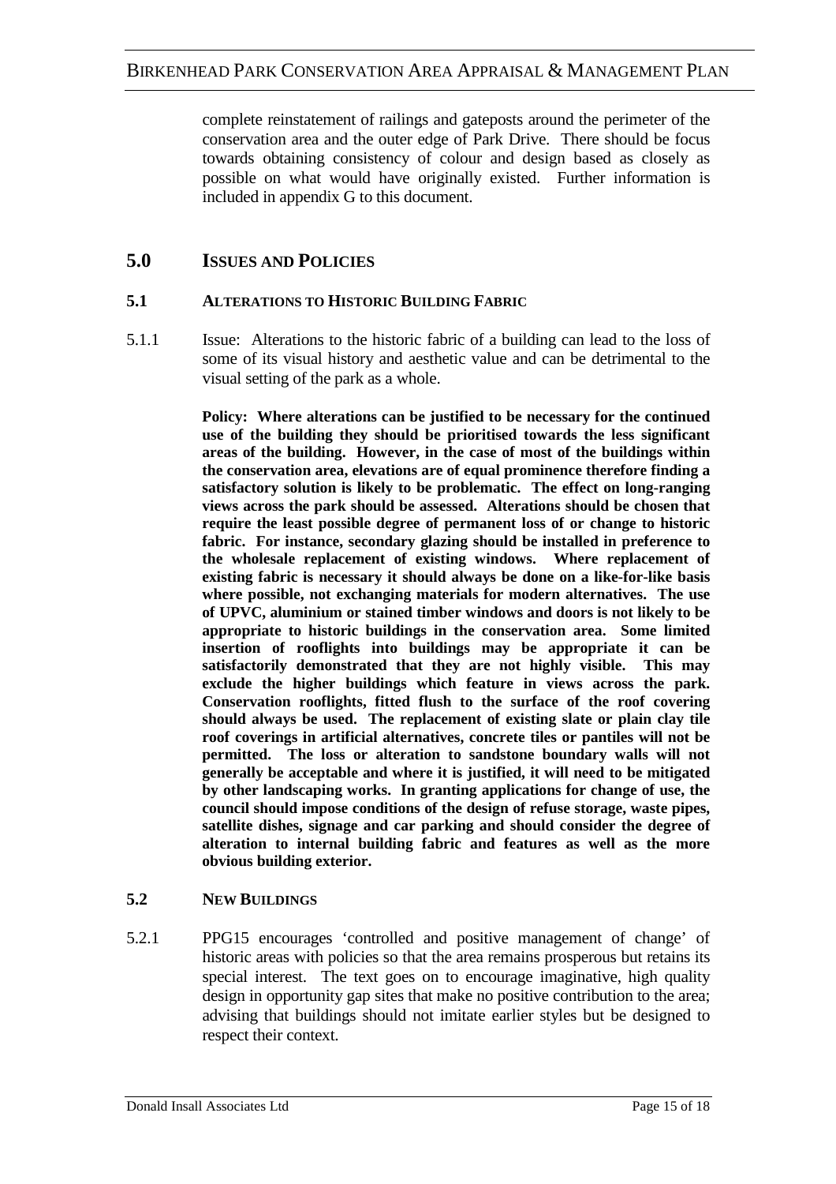complete reinstatement of railings and gateposts around the perimeter of the conservation area and the outer edge of Park Drive. There should be focus towards obtaining consistency of colour and design based as closely as possible on what would have originally existed. Further information is included in appendix G to this document.

## 5.0 ISSUES AND POLICIES

### 5.1 ALTERATIONS TO HISTORIC BUILDING FABRIC

5.1.1 Issue: Alterations to the historic fabric of a building can lead to the loss of some of its visual history and aesthetic value and can be detrimental to the visual setting of the park as a whole.

**Policy: Where alterations can be justified to be necessary for the continued use of the building they should be prioritised towards the less significant areas of the building. However, in the case of most of the buildings within the conservation area, elevations are of equal prominence therefore finding a satisfactory solution is likely to be problematic. The effect on long-ranging views across the park should be assessed. Alterations should be chosen that require the least possible degree of permanent loss of or change to historic fabric. For instance, secondary glazing should be installed in preference to the wholesale replacement of existing windows. Where replacement of existing fabric is necessary it should always be done on a like-for-like basis where possible, not exchanging materials for modern alternatives. The use of UPVC, aluminium or stained timber windows and doors is not likely to be appropriate to historic buildings in the conservation area. Some limited insertion of rooflights into buildings may be appropriate it can be satisfactorily demonstrated that they are not highly visible. This may exclude the higher buildings which feature in views across the park. Conservation rooflights, fitted flush to the surface of the roof covering should always be used. The replacement of existing slate or plain clay tile roof coverings in artificial alternatives, concrete tiles or pantiles will not be permitted. The loss or alteration to sandstone boundary walls will not generally be acceptable and where it is justified, it will need to be mitigated by other landscaping works. In granting applications for change of use, the council should impose conditions of the design of refuse storage, waste pipes, satellite dishes, signage and car parking and should consider the degree of alteration to internal building fabric and features as well as the more obvious building exterior.**

### 5.2 NEW BUILDINGS

5.2.1 PPG15 encourages 'controlled and positive management of change' of historic areas with policies so that the area remains prosperous but retains its special interest. The text goes on to encourage imaginative, high quality design in opportunity gap sites that make no positive contribution to the area; advising that buildings should not imitate earlier styles but be designed to respect their context.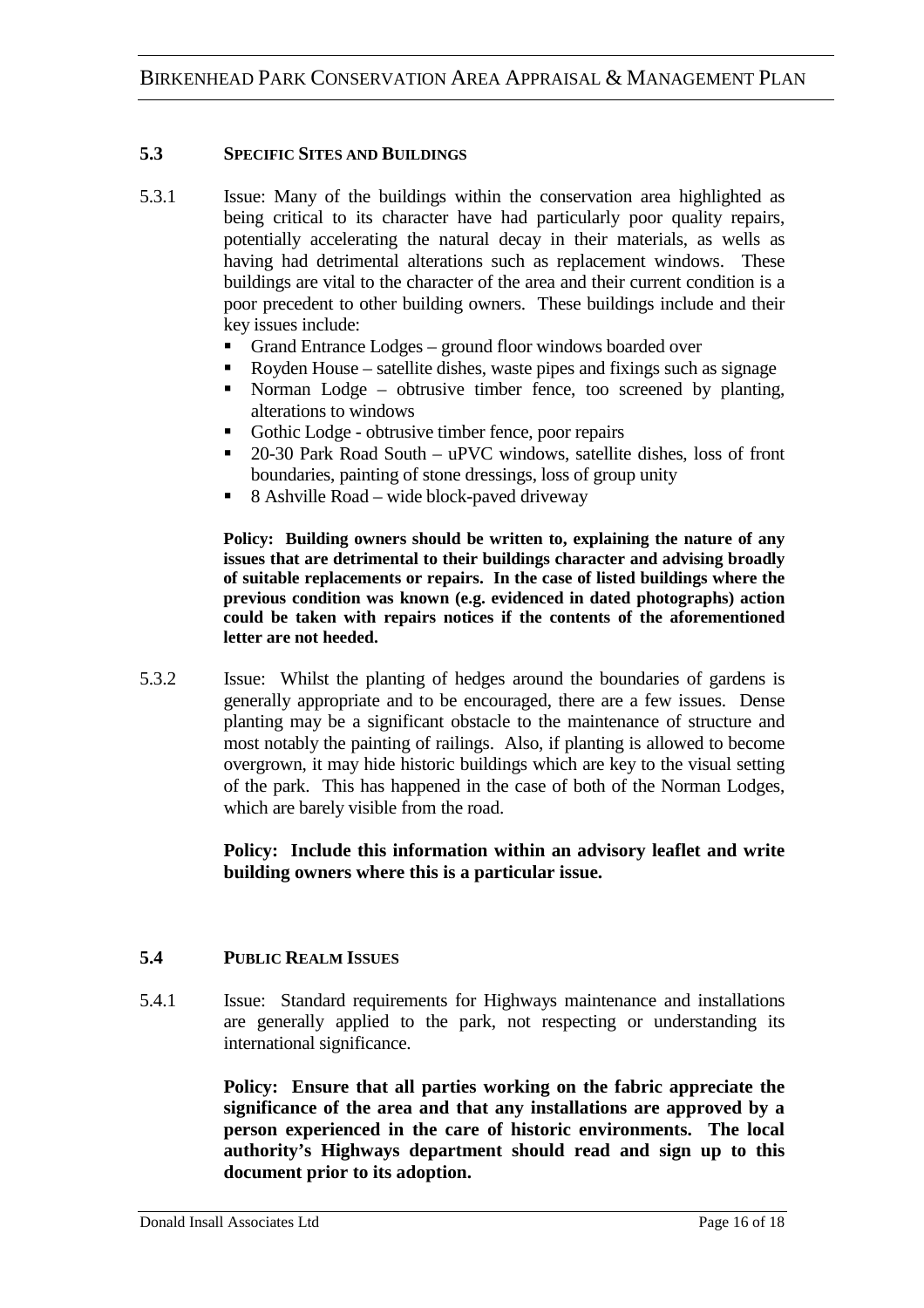### 5.3 SPECIFIC SITES AND BUILDINGS

5.3.1 Issue: Many of the buildings within the conservation area highlighted as being critical to its character have had particularly poor quality repairs, potentially accelerating the natural decay in their materials, as wells as having had detrimental alterations such as replacement windows. These buildings are vital to the character of the area and their current condition is a poor precedent to other building owners. These buildings include and their key issues include:

- Grand Entrance Lodges – ground floor windows boarded over
- Royden House – satellite dishes, waste pipes and fixings such as signage
- Norman Lodge – obtrusive timber fence, too screened by planting, alterations to windows
- Gothic Lodge - obtrusive timber fence, poor repairs
- 20-30 Park Road South – uPVC windows, satellite dishes, loss of front boundaries, painting of stone dressings, loss of group unity
- 8 Ashville Road – wide block-paved driveway

**Policy: Building owners should be written to, explaining the nature of any issues that are detrimental to their buildings character and advising broadly of suitable replacements or repairs. In the case of listed buildings where the previous condition was known (e.g. evidenced in dated photographs) action could be taken with repairs notices if the contents of the aforementioned letter are not heeded.**

5.3.2 Issue: Whilst the planting of hedges around the boundaries of gardens is generally appropriate and to be encouraged, there are a few issues. Dense planting may be a significant obstacle to the maintenance of structure and most notably the painting of railings. Also, if planting is allowed to become overgrown, it may hide historic buildings which are key to the visual setting of the park. This has happened in the case of both of the Norman Lodges, which are barely visible from the road.

**Policy: Include this information within an advisory leaflet and write building owners where this is a particular issue.**

### 5.4 PUBLIC REALM ISSUES

5.4.1 Issue: Standard requirements for Highways maintenance and installations are generally applied to the park, not respecting or understanding its international significance.

**Policy: Ensure that all parties working on the fabric appreciate the significance of the area and that any installations are approved by a person experienced in the care of historic environments. The local authority's Highways department should read and sign up to this document prior to its adoption.**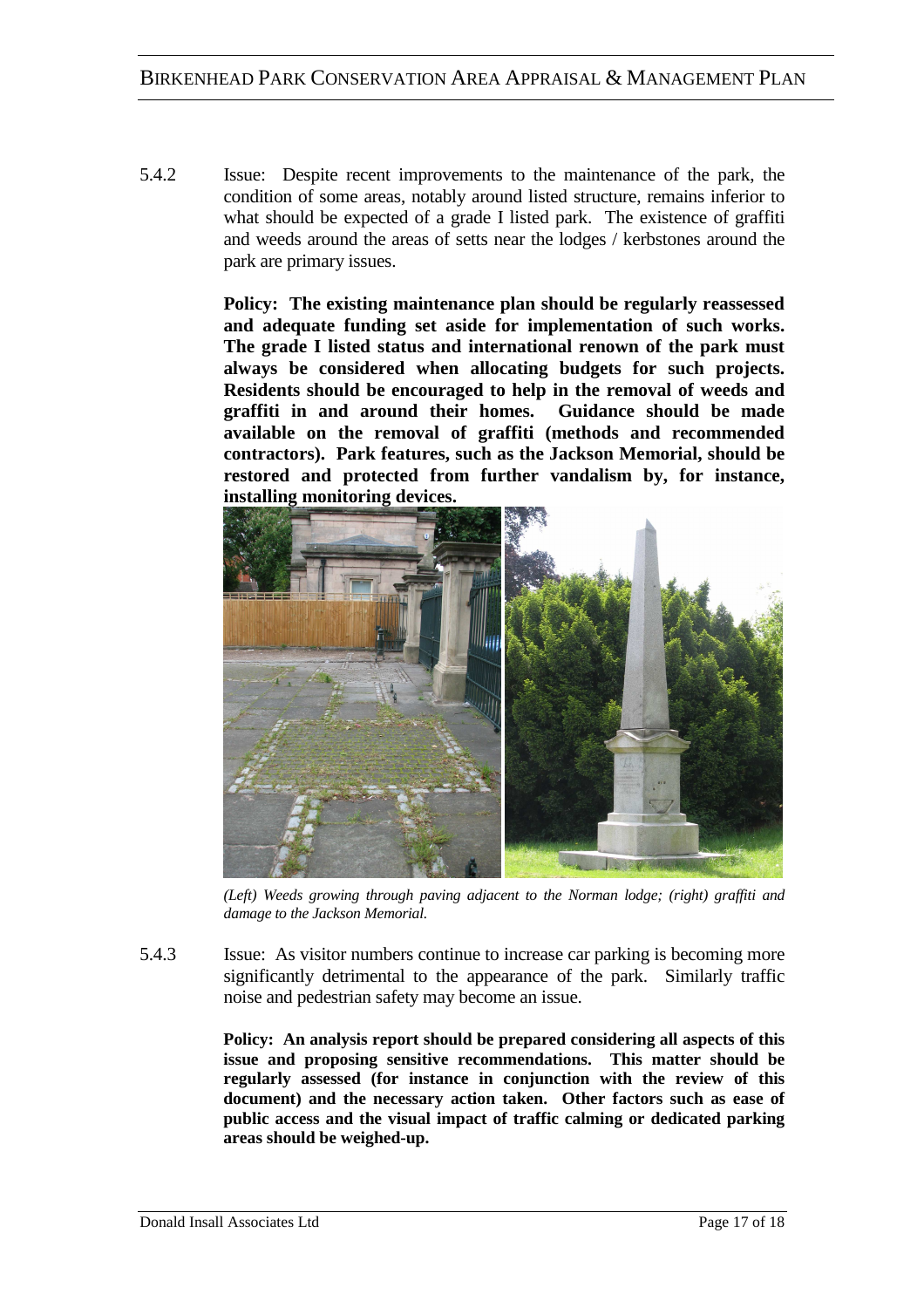5.4.2 Issue: Despite recent improvements to the maintenance of the park, the condition of some areas, notably around listed structure, remains inferior to what should be expected of a grade I listed park. The existence of graffiti and weeds around the areas of setts near the lodges / kerbstones around the park are primary issues.

**Policy: The existing maintenance plan should be regularly reassessed and adequate funding set aside for implementation of such works. The grade I listed status and international renown of the park must always be considered when allocating budgets for such projects. Residents should be encouraged to help in the removal of weeds and graffiti in and around their homes. Guidance should be made available on the removal of graffiti (methods and recommended contractors). Park features, such as the Jackson Memorial, should be restored and protected from further vandalism by, for instance, installing monitoring devices.**

*(Left) Weeds growing through paving adjacent to the Norman lodge; (right) graffiti and damage to the Jackson Memorial.*

5.4.3 Issue: As visitor numbers continue to increase car parking is becoming more significantly detrimental to the appearance of the park. Similarly traffic noise and pedestrian safety may become an issue.

**Policy: An analysis report should be prepared considering all aspects of this issue and proposing sensitive recommendations. This matter should be regularly assessed (for instance in conjunction with the review of this document) and the necessary action taken. Other factors such as ease of public access and the visual impact of traffic calming or dedicated parking areas should be weighed-up.**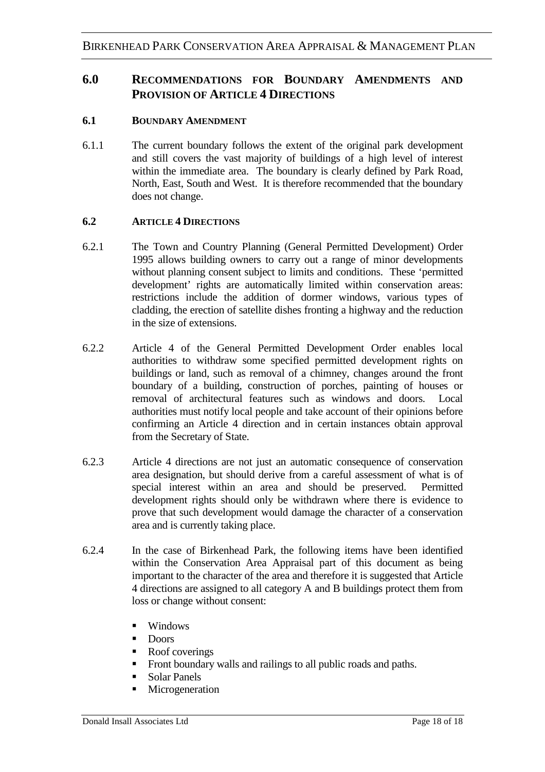## 6.0 RECOMMENDATIONS FOR BOUNDARY AMENDMENTS AND PROVISION OF ARTICLE 4 DIRECTIONS

### 6.1 BOUNDARY AMENDMENT

6.1.1 The current boundary follows the extent of the original park development and still covers the vast majority of buildings of a high level of interest within the immediate area. The boundary is clearly defined by Park Road, North, East, South and West. It is therefore recommended that the boundary does not change.

### 6.2 ARTICLE 4 DIRECTIONS

6.2.1 The Town and Country Planning (General Permitted Development) Order 1995 allows building owners to carry out a range of minor developments without planning consent subject to limits and conditions. These 'permitted development' rights are automatically limited within conservation areas: restrictions include the addition of dormer windows, various types of cladding, the erection of satellite dishes fronting a highway and the reduction in the size of extensions.

6.2.2 Article 4 of the General Permitted Development Order enables local authorities to withdraw some specified permitted development rights on buildings or land, such as removal of a chimney, changes around the front boundary of a building, construction of porches, painting of houses or removal of architectural features such as windows and doors. Local authorities must notify local people and take account of their opinions before confirming an Article 4 direction and in certain instances obtain approval from the Secretary of State.

6.2.3 Article 4 directions are not just an automatic consequence of conservation area designation, but should derive from a careful assessment of what is of special interest within an area and should be preserved. Permitted development rights should only be withdrawn where there is evidence to prove that such development would damage the character of a conservation area and is currently taking place.

6.2.4 In the case of Birkenhead Park, the following items have been identified within the Conservation Area Appraisal part of this document as being important to the character of the area and therefore it is suggested that Article 4 directions are assigned to all category A and B buildings protect them from loss or change without consent:

- Windows
- Doors
- Roof coverings
- Front boundary walls and railings to all public roads and paths.
- Solar Panels
- Microgeneration